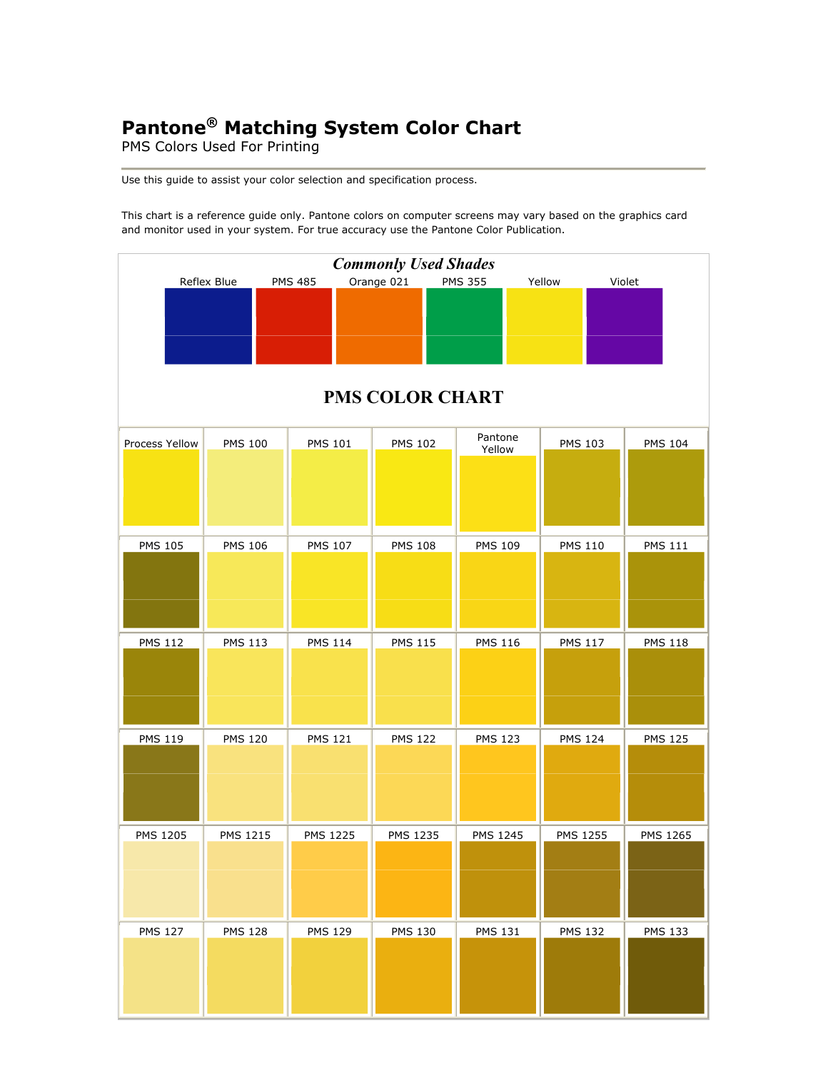# Pantone® Matching System Color Chart

PMS Colors Used For Printing

Use this guide to assist your color selection and specification process.

This chart is a reference guide only. Pantone colors on computer screens may vary based on the graphics card and monitor used in your system. For true accuracy use the Pantone Color Publication.

## *Commonly Used Shades*

| Reflex Blue | PMS 485 | Orange 021 | PMS 355 | Yellow | Violet |
|---|---|---|---|---|---|

## PMS COLOR CHART

| Process Yellow | PMS 100 | PMS 101 | PMS 102 | Pantone Yellow | PMS 103 | PMS 104 |
|---|---|---|---|---|---|---|
| PMS 105 | PMS 106 | PMS 107 | PMS 108 | PMS 109 | PMS 110 | PMS 111 |
| PMS 112 | PMS 113 | PMS 114 | PMS 115 | PMS 116 | PMS 117 | PMS 118 |
| PMS 119 | PMS 120 | PMS 121 | PMS 122 | PMS 123 | PMS 124 | PMS 125 |
| PMS 1205 | PMS 1215 | PMS 1225 | PMS 1235 | PMS 1245 | PMS 1255 | PMS 1265 |
| PMS 127 | PMS 128 | PMS 129 | PMS 130 | PMS 131 | PMS 132 | PMS 133 |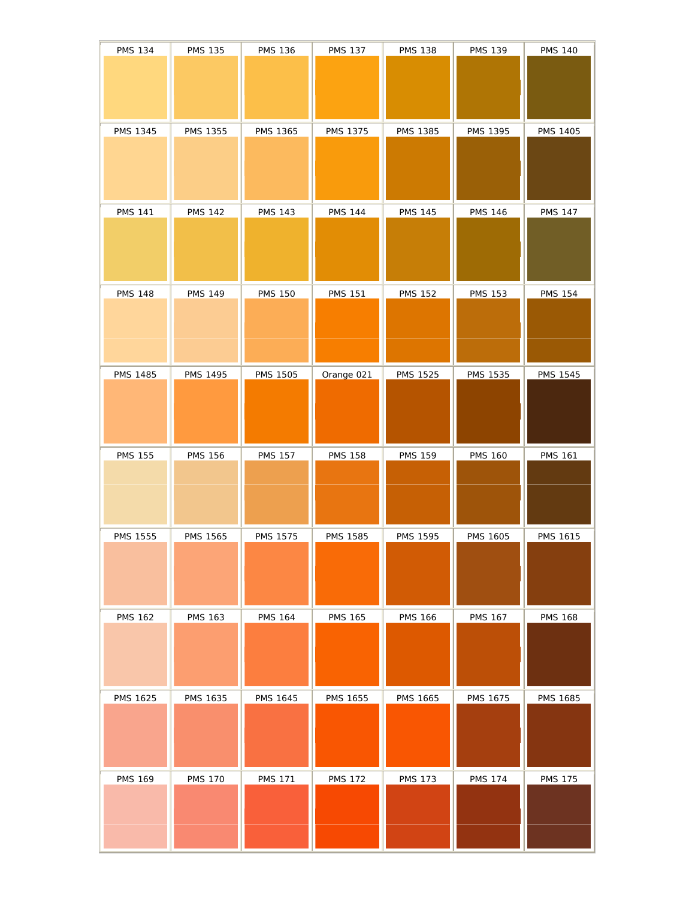| PMS 134 | PMS 135 | PMS 136 | PMS 137 | PMS 138 | PMS 139 | PMS 140 |
|---|---|---|---|---|---|---|
| PMS 1345 | PMS 1355 | PMS 1365 | PMS 1375 | PMS 1385 | PMS 1395 | PMS 1405 |
| PMS 141 | PMS 142 | PMS 143 | PMS 144 | PMS 145 | PMS 146 | PMS 147 |
| PMS 148 | PMS 149 | PMS 150 | PMS 151 | PMS 152 | PMS 153 | PMS 154 |
| PMS 1485 | PMS 1495 | PMS 1505 | Orange 021 | PMS 1525 | PMS 1535 | PMS 1545 |
| PMS 155 | PMS 156 | PMS 157 | PMS 158 | PMS 159 | PMS 160 | PMS 161 |
| PMS 1555 | PMS 1565 | PMS 1575 | PMS 1585 | PMS 1595 | PMS 1605 | PMS 1615 |
| PMS 162 | PMS 163 | PMS 164 | PMS 165 | PMS 166 | PMS 167 | PMS 168 |
| PMS 1625 | PMS 1635 | PMS 1645 | PMS 1655 | PMS 1665 | PMS 1675 | PMS 1685 |
| PMS 169 | PMS 170 | PMS 171 | PMS 172 | PMS 173 | PMS 174 | PMS 175 |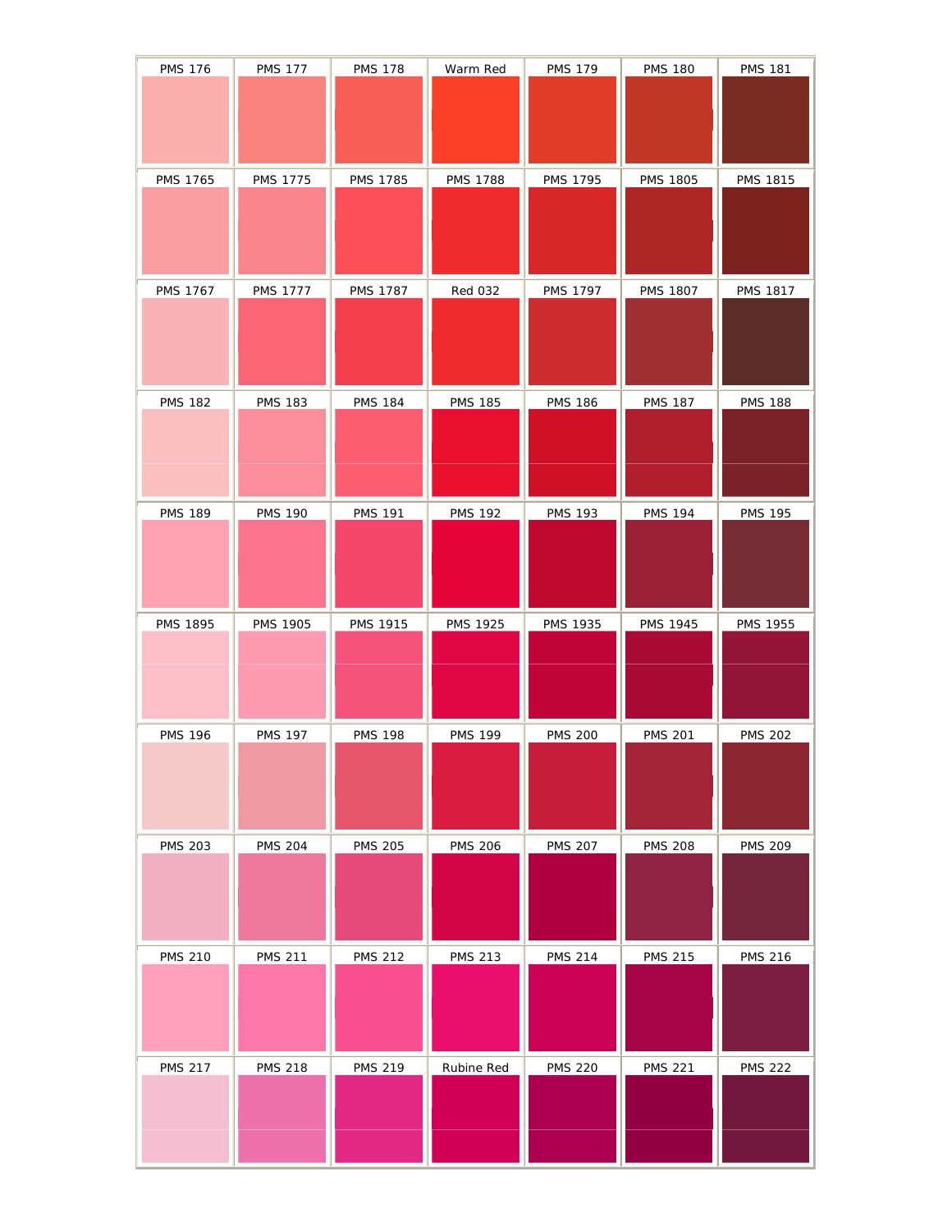| PMS 176 | PMS 177 | PMS 178 | Warm Red | PMS 179 | PMS 180 | PMS 181 |
|---|---|---|---|---|---|---|
| PMS 1765 | PMS 1775 | PMS 1785 | PMS 1788 | PMS 1795 | PMS 1805 | PMS 1815 |
| PMS 1767 | PMS 1777 | PMS 1787 | Red 032 | PMS 1797 | PMS 1807 | PMS 1817 |
| PMS 182 | PMS 183 | PMS 184 | PMS 185 | PMS 186 | PMS 187 | PMS 188 |
| PMS 189 | PMS 190 | PMS 191 | PMS 192 | PMS 193 | PMS 194 | PMS 195 |
| PMS 1895 | PMS 1905 | PMS 1915 | PMS 1925 | PMS 1935 | PMS 1945 | PMS 1955 |
| PMS 196 | PMS 197 | PMS 198 | PMS 199 | PMS 200 | PMS 201 | PMS 202 |
| PMS 203 | PMS 204 | PMS 205 | PMS 206 | PMS 207 | PMS 208 | PMS 209 |
| PMS 210 | PMS 211 | PMS 212 | PMS 213 | PMS 214 | PMS 215 | PMS 216 |
| PMS 217 | PMS 218 | PMS 219 | Rubine Red | PMS 220 | PMS 221 | PMS 222 |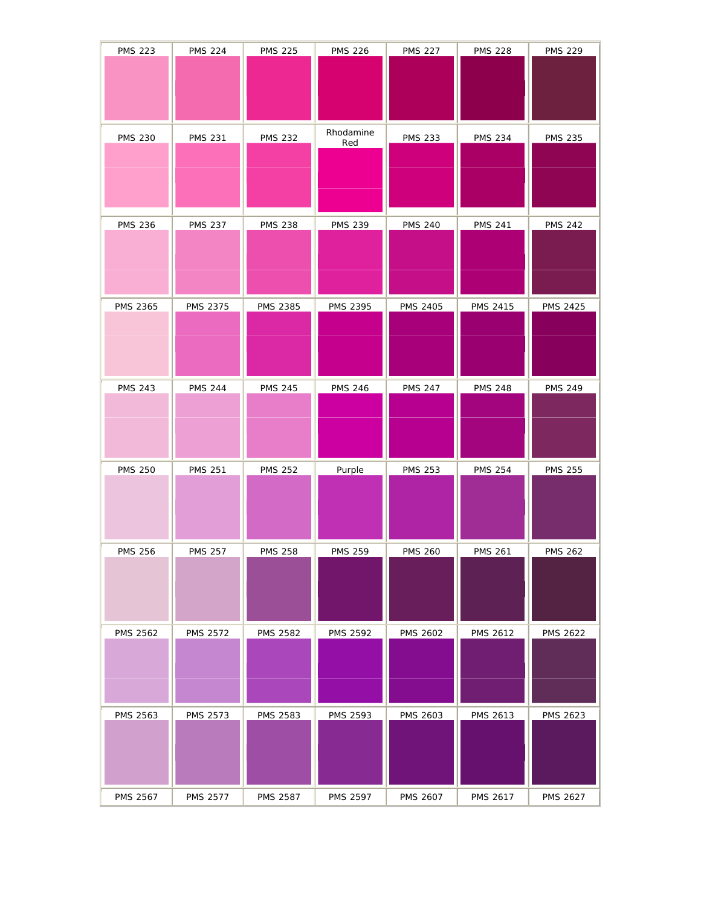| PMS 223 | PMS 224 | PMS 225 | PMS 226 | PMS 227 | PMS 228 | PMS 229 |
| --- | --- | --- | --- | --- | --- | --- |
| PMS 230 | PMS 231 | PMS 232 | Rhodamine Red | PMS 233 | PMS 234 | PMS 235 |
| PMS 236 | PMS 237 | PMS 238 | PMS 239 | PMS 240 | PMS 241 | PMS 242 |
| PMS 2365 | PMS 2375 | PMS 2385 | PMS 2395 | PMS 2405 | PMS 2415 | PMS 2425 |
| PMS 243 | PMS 244 | PMS 245 | PMS 246 | PMS 247 | PMS 248 | PMS 249 |
| PMS 250 | PMS 251 | PMS 252 | Purple | PMS 253 | PMS 254 | PMS 255 |
| PMS 256 | PMS 257 | PMS 258 | PMS 259 | PMS 260 | PMS 261 | PMS 262 |
| PMS 2562 | PMS 2572 | PMS 2582 | PMS 2592 | PMS 2602 | PMS 2612 | PMS 2622 |
| PMS 2563 | PMS 2573 | PMS 2583 | PMS 2593 | PMS 2603 | PMS 2613 | PMS 2623 |
| PMS 2567 | PMS 2577 | PMS 2587 | PMS 2597 | PMS 2607 | PMS 2617 | PMS 2627 |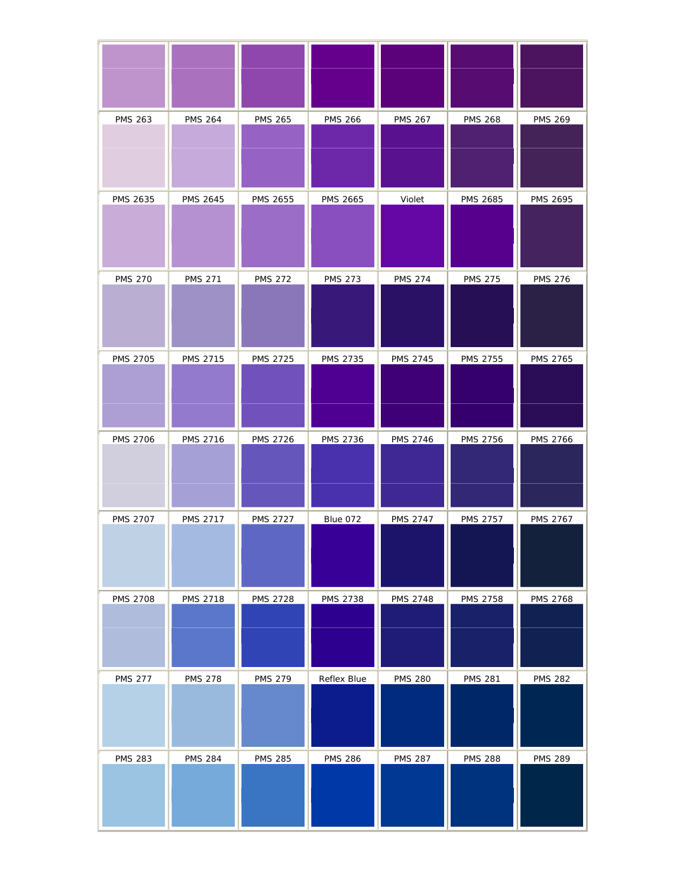|  |  |  |  |  |  |  |
|---|---|---|---|---|---|---|
|  |  |  |  |  |  |  |
| PMS 263 | PMS 264 | PMS 265 | PMS 266 | PMS 267 | PMS 268 | PMS 269 |
| PMS 2635 | PMS 2645 | PMS 2655 | PMS 2665 | Violet | PMS 2685 | PMS 2695 |
| PMS 270 | PMS 271 | PMS 272 | PMS 273 | PMS 274 | PMS 275 | PMS 276 |
| PMS 2705 | PMS 2715 | PMS 2725 | PMS 2735 | PMS 2745 | PMS 2755 | PMS 2765 |
| PMS 2706 | PMS 2716 | PMS 2726 | PMS 2736 | PMS 2746 | PMS 2756 | PMS 2766 |
| PMS 2707 | PMS 2717 | PMS 2727 | Blue 072 | PMS 2747 | PMS 2757 | PMS 2767 |
| PMS 2708 | PMS 2718 | PMS 2728 | PMS 2738 | PMS 2748 | PMS 2758 | PMS 2768 |
| PMS 277 | PMS 278 | PMS 279 | Reflex Blue | PMS 280 | PMS 281 | PMS 282 |
| PMS 283 | PMS 284 | PMS 285 | PMS 286 | PMS 287 | PMS 288 | PMS 289 |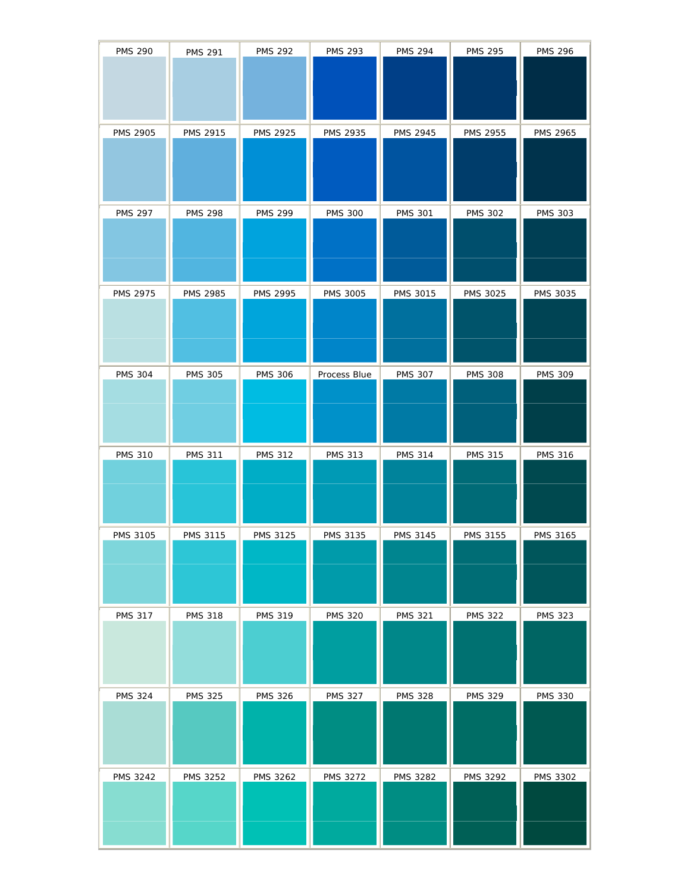| PMS 290 | PMS 291 | PMS 292 | PMS 293 | PMS 294 | PMS 295 | PMS 296 |
|---|---|---|---|---|---|---|
| PMS 2905 | PMS 2915 | PMS 2925 | PMS 2935 | PMS 2945 | PMS 2955 | PMS 2965 |
| PMS 297 | PMS 298 | PMS 299 | PMS 300 | PMS 301 | PMS 302 | PMS 303 |
| PMS 2975 | PMS 2985 | PMS 2995 | PMS 3005 | PMS 3015 | PMS 3025 | PMS 3035 |
| PMS 304 | PMS 305 | PMS 306 | Process Blue | PMS 307 | PMS 308 | PMS 309 |
| PMS 310 | PMS 311 | PMS 312 | PMS 313 | PMS 314 | PMS 315 | PMS 316 |
| PMS 3105 | PMS 3115 | PMS 3125 | PMS 3135 | PMS 3145 | PMS 3155 | PMS 3165 |
| PMS 317 | PMS 318 | PMS 319 | PMS 320 | PMS 321 | PMS 322 | PMS 323 |
| PMS 324 | PMS 325 | PMS 326 | PMS 327 | PMS 328 | PMS 329 | PMS 330 |
| PMS 3242 | PMS 3252 | PMS 3262 | PMS 3272 | PMS 3282 | PMS 3292 | PMS 3302 |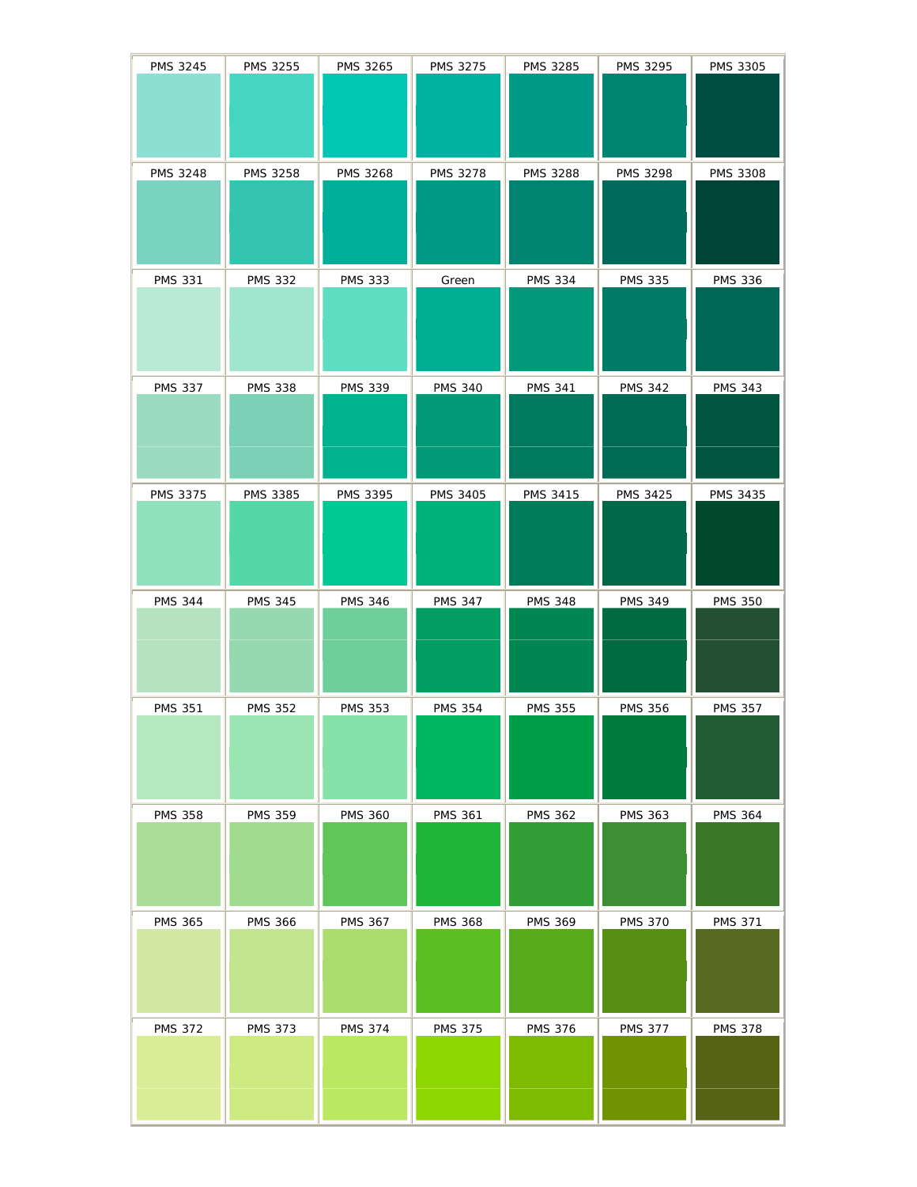| PMS 3245 | PMS 3255 | PMS 3265 | PMS 3275 | PMS 3285 | PMS 3295 | PMS 3305 |
|---|---|---|---|---|---|---|
| PMS 3248 | PMS 3258 | PMS 3268 | PMS 3278 | PMS 3288 | PMS 3298 | PMS 3308 |
| PMS 331 | PMS 332 | PMS 333 | Green | PMS 334 | PMS 335 | PMS 336 |
| PMS 337 | PMS 338 | PMS 339 | PMS 340 | PMS 341 | PMS 342 | PMS 343 |
| PMS 3375 | PMS 3385 | PMS 3395 | PMS 3405 | PMS 3415 | PMS 3425 | PMS 3435 |
| PMS 344 | PMS 345 | PMS 346 | PMS 347 | PMS 348 | PMS 349 | PMS 350 |
| PMS 351 | PMS 352 | PMS 353 | PMS 354 | PMS 355 | PMS 356 | PMS 357 |
| PMS 358 | PMS 359 | PMS 360 | PMS 361 | PMS 362 | PMS 363 | PMS 364 |
| PMS 365 | PMS 366 | PMS 367 | PMS 368 | PMS 369 | PMS 370 | PMS 371 |
| PMS 372 | PMS 373 | PMS 374 | PMS 375 | PMS 376 | PMS 377 | PMS 378 |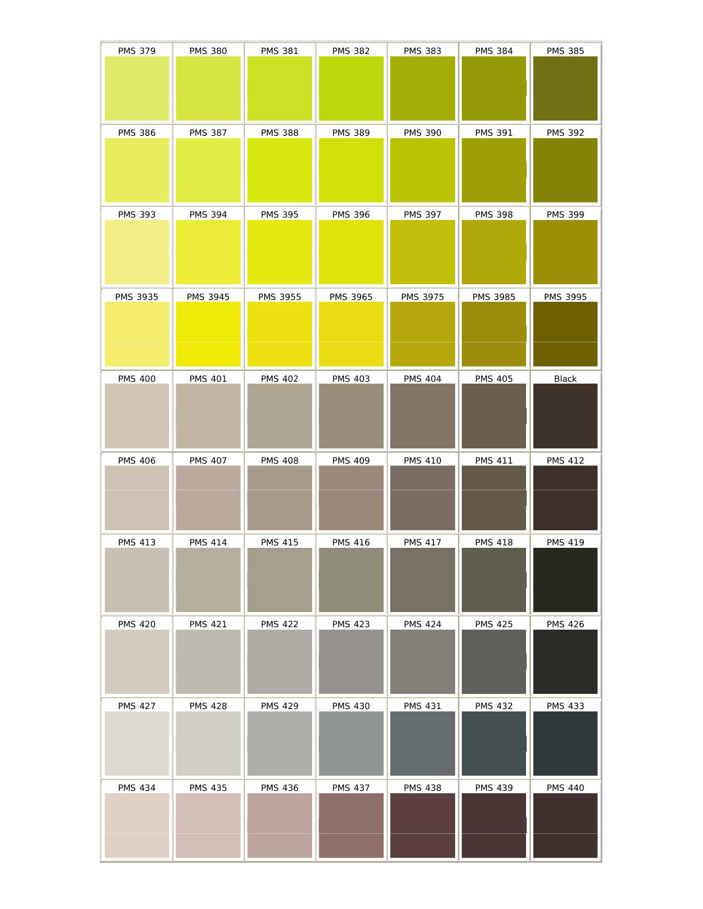| PMS 379 | PMS 380 | PMS 381 | PMS 382 | PMS 383 | PMS 384 | PMS 385 |
| --- | --- | --- | --- | --- | --- | --- |
| PMS 386 | PMS 387 | PMS 388 | PMS 389 | PMS 390 | PMS 391 | PMS 392 |
| PMS 393 | PMS 394 | PMS 395 | PMS 396 | PMS 397 | PMS 398 | PMS 399 |
| PMS 3935 | PMS 3945 | PMS 3955 | PMS 3965 | PMS 3975 | PMS 3985 | PMS 3995 |
| PMS 400 | PMS 401 | PMS 402 | PMS 403 | PMS 404 | PMS 405 | Black |
| PMS 406 | PMS 407 | PMS 408 | PMS 409 | PMS 410 | PMS 411 | PMS 412 |
| PMS 413 | PMS 414 | PMS 415 | PMS 416 | PMS 417 | PMS 418 | PMS 419 |
| PMS 420 | PMS 421 | PMS 422 | PMS 423 | PMS 424 | PMS 425 | PMS 426 |
| PMS 427 | PMS 428 | PMS 429 | PMS 430 | PMS 431 | PMS 432 | PMS 433 |
| PMS 434 | PMS 435 | PMS 436 | PMS 437 | PMS 438 | PMS 439 | PMS 440 |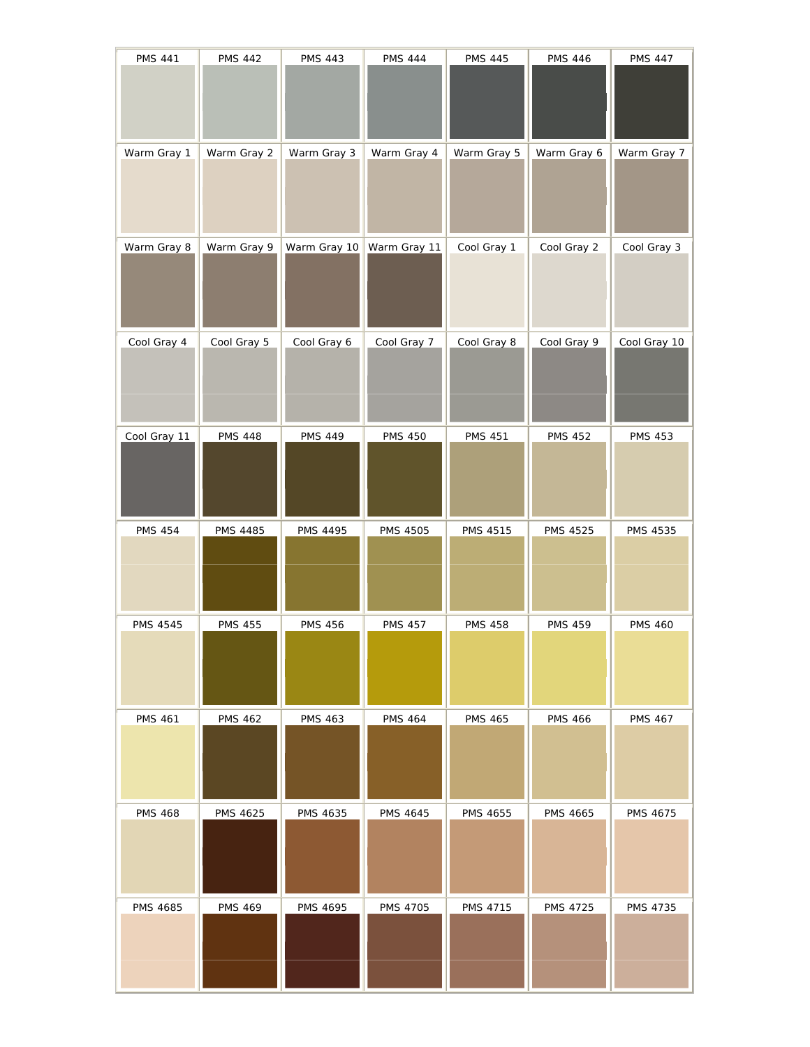| PMS 441 | PMS 442 | PMS 443 | PMS 444 | PMS 445 | PMS 446 | PMS 447 |
|---|---|---|---|---|---|---|
| Warm Gray 1 | Warm Gray 2 | Warm Gray 3 | Warm Gray 4 | Warm Gray 5 | Warm Gray 6 | Warm Gray 7 |
| Warm Gray 8 | Warm Gray 9 | Warm Gray 10 | Warm Gray 11 | Cool Gray 1 | Cool Gray 2 | Cool Gray 3 |
| Cool Gray 4 | Cool Gray 5 | Cool Gray 6 | Cool Gray 7 | Cool Gray 8 | Cool Gray 9 | Cool Gray 10 |
| Cool Gray 11 | PMS 448 | PMS 449 | PMS 450 | PMS 451 | PMS 452 | PMS 453 |
| PMS 454 | PMS 4485 | PMS 4495 | PMS 4505 | PMS 4515 | PMS 4525 | PMS 4535 |
| PMS 4545 | PMS 455 | PMS 456 | PMS 457 | PMS 458 | PMS 459 | PMS 460 |
| PMS 461 | PMS 462 | PMS 463 | PMS 464 | PMS 465 | PMS 466 | PMS 467 |
| PMS 468 | PMS 4625 | PMS 4635 | PMS 4645 | PMS 4655 | PMS 4665 | PMS 4675 |
| PMS 4685 | PMS 469 | PMS 4695 | PMS 4705 | PMS 4715 | PMS 4725 | PMS 4735 |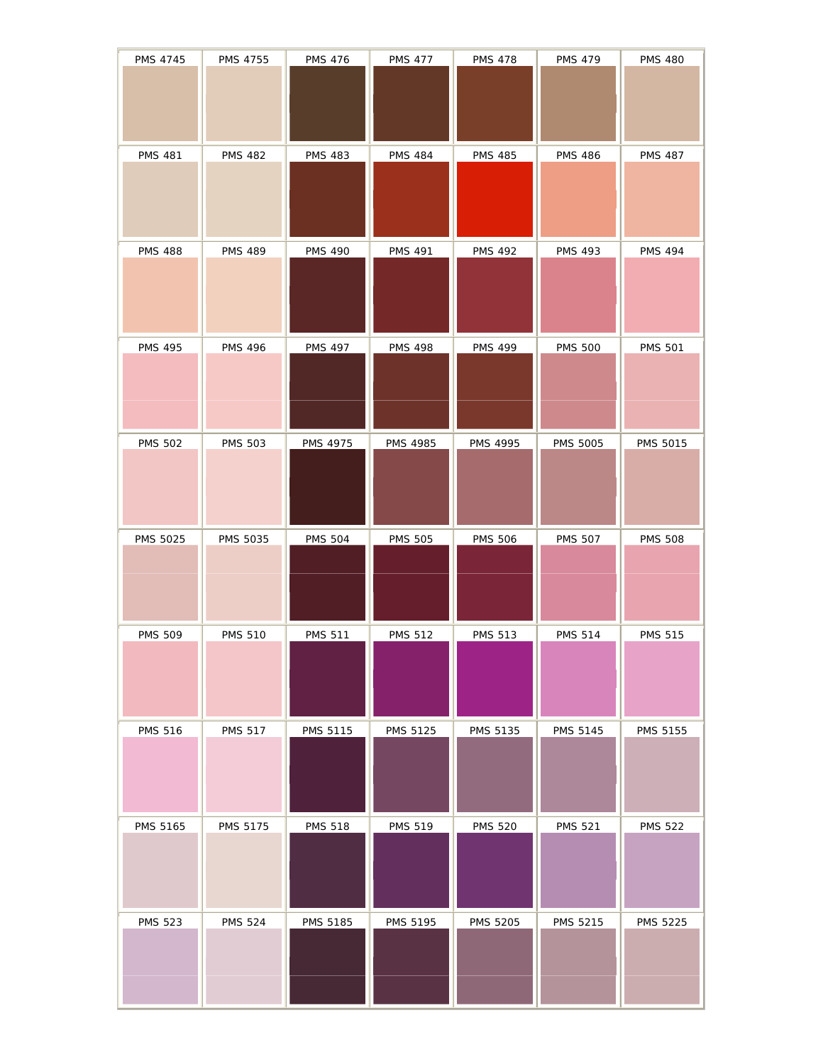| PMS 4745 | PMS 4755 | PMS 476 | PMS 477 | PMS 478 | PMS 479 | PMS 480 |
| --- | --- | --- | --- | --- | --- | --- |
| PMS 481 | PMS 482 | PMS 483 | PMS 484 | PMS 485 | PMS 486 | PMS 487 |
| PMS 488 | PMS 489 | PMS 490 | PMS 491 | PMS 492 | PMS 493 | PMS 494 |
| PMS 495 | PMS 496 | PMS 497 | PMS 498 | PMS 499 | PMS 500 | PMS 501 |
| PMS 502 | PMS 503 | PMS 4975 | PMS 4985 | PMS 4995 | PMS 5005 | PMS 5015 |
| PMS 5025 | PMS 5035 | PMS 504 | PMS 505 | PMS 506 | PMS 507 | PMS 508 |
| PMS 509 | PMS 510 | PMS 511 | PMS 512 | PMS 513 | PMS 514 | PMS 515 |
| PMS 516 | PMS 517 | PMS 5115 | PMS 5125 | PMS 5135 | PMS 5145 | PMS 5155 |
| PMS 5165 | PMS 5175 | PMS 518 | PMS 519 | PMS 520 | PMS 521 | PMS 522 |
| PMS 523 | PMS 524 | PMS 5185 | PMS 5195 | PMS 5205 | PMS 5215 | PMS 5225 |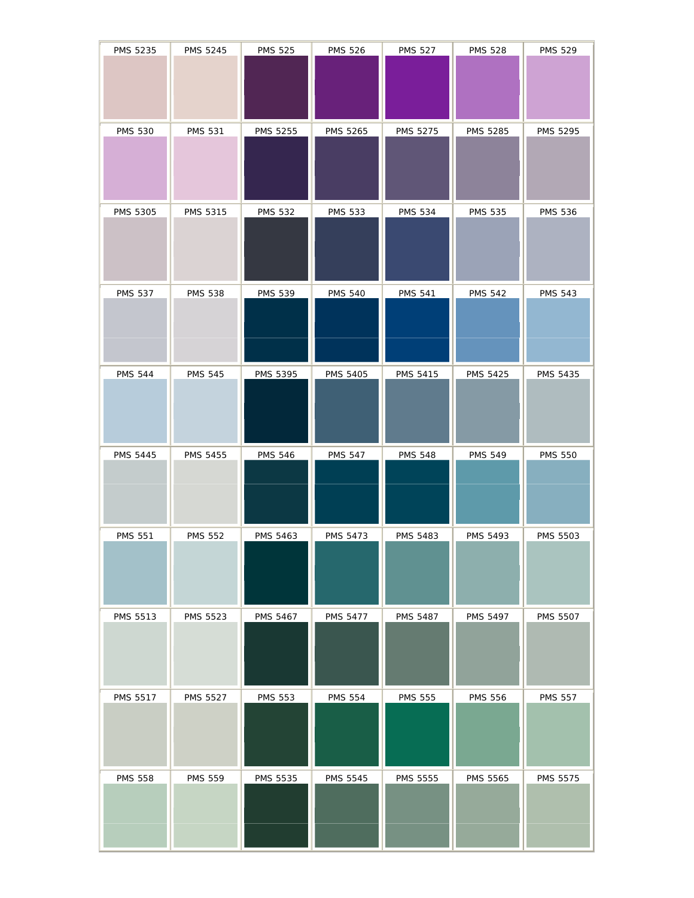| PMS 5235 | PMS 5245 | PMS 525 | PMS 526 | PMS 527 | PMS 528 | PMS 529 |
| --- | --- | --- | --- | --- | --- | --- |
| PMS 530 | PMS 531 | PMS 5255 | PMS 5265 | PMS 5275 | PMS 5285 | PMS 5295 |
| PMS 5305 | PMS 5315 | PMS 532 | PMS 533 | PMS 534 | PMS 535 | PMS 536 |
| PMS 537 | PMS 538 | PMS 539 | PMS 540 | PMS 541 | PMS 542 | PMS 543 |
| PMS 544 | PMS 545 | PMS 5395 | PMS 5405 | PMS 5415 | PMS 5425 | PMS 5435 |
| PMS 5445 | PMS 5455 | PMS 546 | PMS 547 | PMS 548 | PMS 549 | PMS 550 |
| PMS 551 | PMS 552 | PMS 5463 | PMS 5473 | PMS 5483 | PMS 5493 | PMS 5503 |
| PMS 5513 | PMS 5523 | PMS 5467 | PMS 5477 | PMS 5487 | PMS 5497 | PMS 5507 |
| PMS 5517 | PMS 5527 | PMS 553 | PMS 554 | PMS 555 | PMS 556 | PMS 557 |
| PMS 558 | PMS 559 | PMS 5535 | PMS 5545 | PMS 5555 | PMS 5565 | PMS 5575 |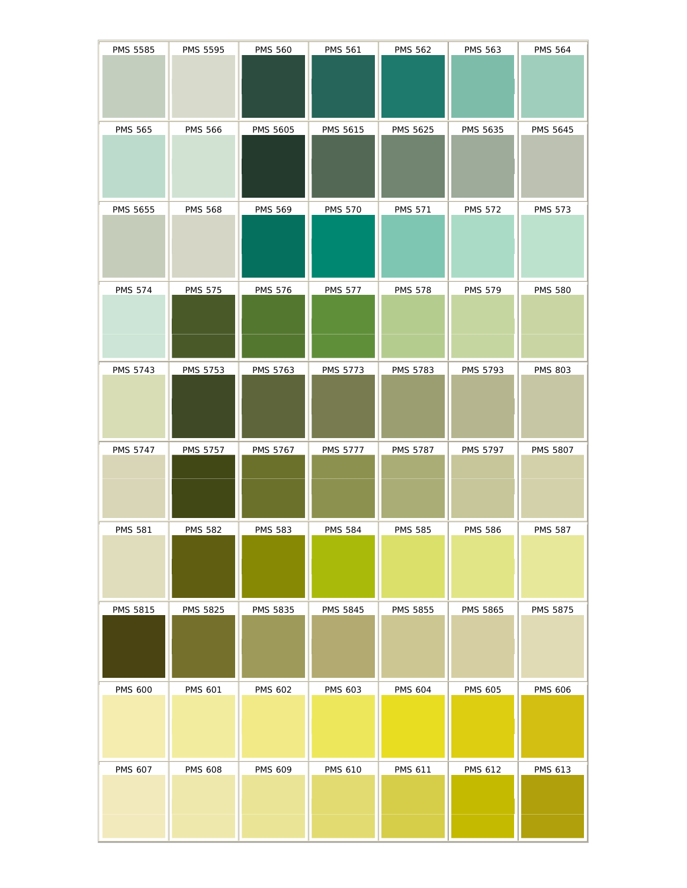| PMS 5585 | PMS 5595 | PMS 560 | PMS 561 | PMS 562 | PMS 563 | PMS 564 |
|---|---|---|---|---|---|---|
| PMS 565 | PMS 566 | PMS 5605 | PMS 5615 | PMS 5625 | PMS 5635 | PMS 5645 |
| PMS 5655 | PMS 568 | PMS 569 | PMS 570 | PMS 571 | PMS 572 | PMS 573 |
| PMS 574 | PMS 575 | PMS 576 | PMS 577 | PMS 578 | PMS 579 | PMS 580 |
| PMS 5743 | PMS 5753 | PMS 5763 | PMS 5773 | PMS 5783 | PMS 5793 | PMS 803 |
| PMS 5747 | PMS 5757 | PMS 5767 | PMS 5777 | PMS 5787 | PMS 5797 | PMS 5807 |
| PMS 581 | PMS 582 | PMS 583 | PMS 584 | PMS 585 | PMS 586 | PMS 587 |
| PMS 5815 | PMS 5825 | PMS 5835 | PMS 5845 | PMS 5855 | PMS 5865 | PMS 5875 |
| PMS 600 | PMS 601 | PMS 602 | PMS 603 | PMS 604 | PMS 605 | PMS 606 |
| PMS 607 | PMS 608 | PMS 609 | PMS 610 | PMS 611 | PMS 612 | PMS 613 |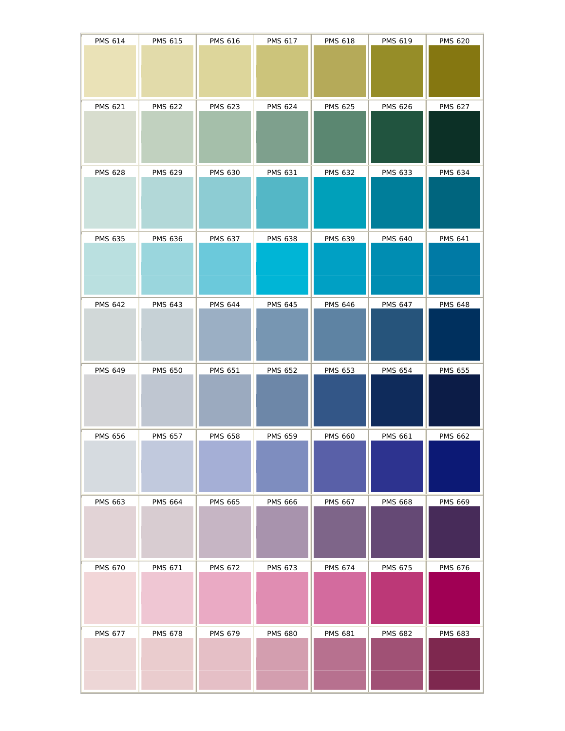| PMS 614 | PMS 615 | PMS 616 | PMS 617 | PMS 618 | PMS 619 | PMS 620 |
| --- | --- | --- | --- | --- | --- | --- |
| PMS 621 | PMS 622 | PMS 623 | PMS 624 | PMS 625 | PMS 626 | PMS 627 |
| PMS 628 | PMS 629 | PMS 630 | PMS 631 | PMS 632 | PMS 633 | PMS 634 |
| PMS 635 | PMS 636 | PMS 637 | PMS 638 | PMS 639 | PMS 640 | PMS 641 |
| PMS 642 | PMS 643 | PMS 644 | PMS 645 | PMS 646 | PMS 647 | PMS 648 |
| PMS 649 | PMS 650 | PMS 651 | PMS 652 | PMS 653 | PMS 654 | PMS 655 |
| PMS 656 | PMS 657 | PMS 658 | PMS 659 | PMS 660 | PMS 661 | PMS 662 |
| PMS 663 | PMS 664 | PMS 665 | PMS 666 | PMS 667 | PMS 668 | PMS 669 |
| PMS 670 | PMS 671 | PMS 672 | PMS 673 | PMS 674 | PMS 675 | PMS 676 |
| PMS 677 | PMS 678 | PMS 679 | PMS 680 | PMS 681 | PMS 682 | PMS 683 |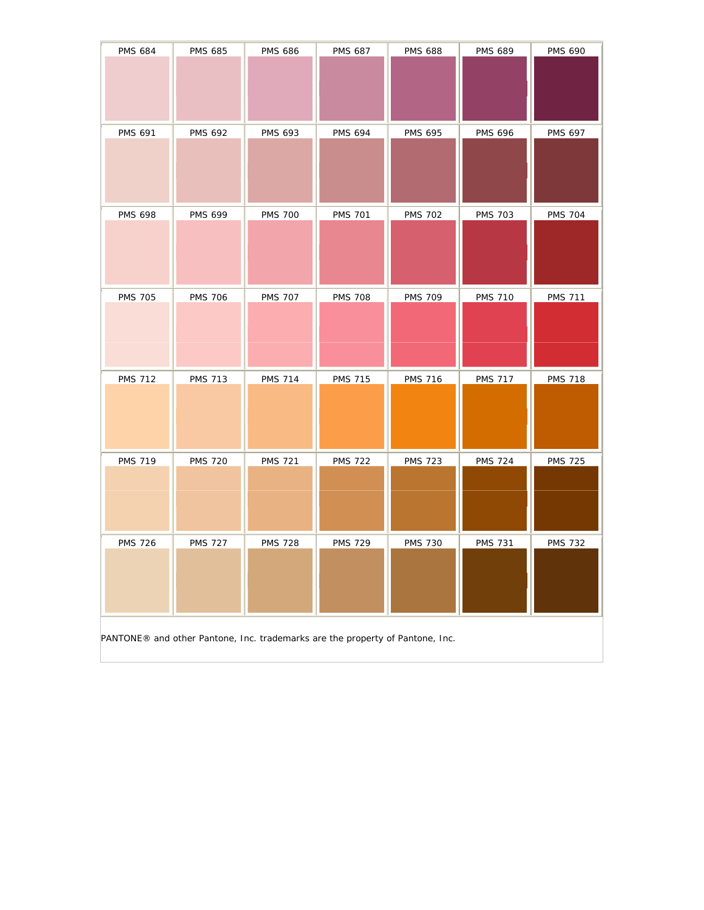| | | | | | | |
|---|---|---|---|---|---|---|
| PMS 684 | PMS 685 | PMS 686 | PMS 687 | PMS 688 | PMS 689 | PMS 690 |
| PMS 691 | PMS 692 | PMS 693 | PMS 694 | PMS 695 | PMS 696 | PMS 697 |
| PMS 698 | PMS 699 | PMS 700 | PMS 701 | PMS 702 | PMS 703 | PMS 704 |
| PMS 705 | PMS 706 | PMS 707 | PMS 708 | PMS 709 | PMS 710 | PMS 711 |
| PMS 712 | PMS 713 | PMS 714 | PMS 715 | PMS 716 | PMS 717 | PMS 718 |
| PMS 719 | PMS 720 | PMS 721 | PMS 722 | PMS 723 | PMS 724 | PMS 725 |
| PMS 726 | PMS 727 | PMS 728 | PMS 729 | PMS 730 | PMS 731 | PMS 732 |

PANTONE® and other Pantone, Inc. trademarks are the property of Pantone, Inc.